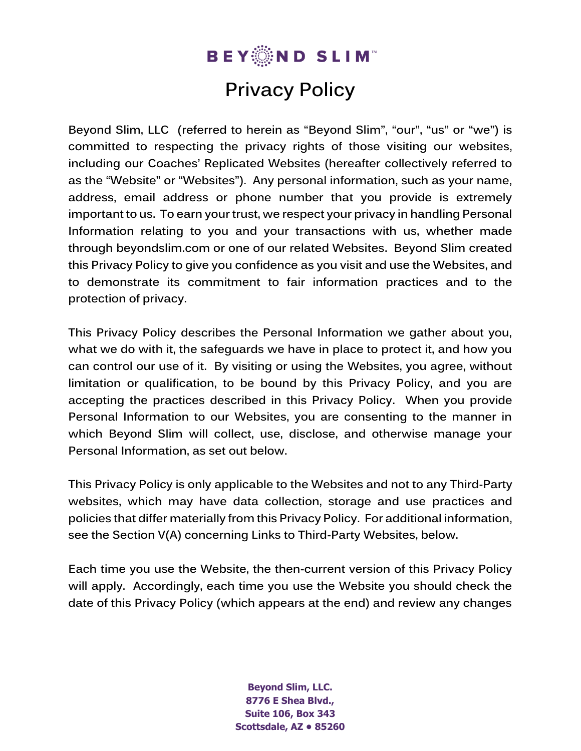# Privacy Policy

Beyond Slim, LLC (referred to herein as "Beyond Slim", "our", "us" or "we") is committed to respecting the privacy rights of those visiting our websites, including our Coaches' Replicated Websites (hereafter collectively referred to as the "Website" or "Websites"). Any personal information, such as your name, address, email address or phone number that you provide is extremely important to us. To earn your trust, we respect your privacy in handling Personal Information relating to you and your transactions with us, whether made through beyondslim.com or one of our related Websites. Beyond Slim created this Privacy Policy to give you confidence as you visit and use the Websites, and to demonstrate its commitment to fair information practices and to the protection of privacy.

This Privacy Policy describes the Personal Information we gather about you, what we do with it, the safeguards we have in place to protect it, and how you can control our use of it. By visiting or using the Websites, you agree, without limitation or qualification, to be bound by this Privacy Policy, and you are accepting the practices described in this Privacy Policy. When you provide Personal Information to our Websites, you are consenting to the manner in which Beyond Slim will collect, use, disclose, and otherwise manage your Personal Information, as set out below.

This Privacy Policy is only applicable to the Websites and not to any Third-Party websites, which may have data collection, storage and use practices and policies that differ materially from this Privacy Policy. For additional information, see the Section V(A) concerning Links to Third-Party Websites, below.

Each time you use the Website, the then-current version of this Privacy Policy will apply. Accordingly, each time you use the Website you should check the date of this Privacy Policy (which appears at the end) and review any changes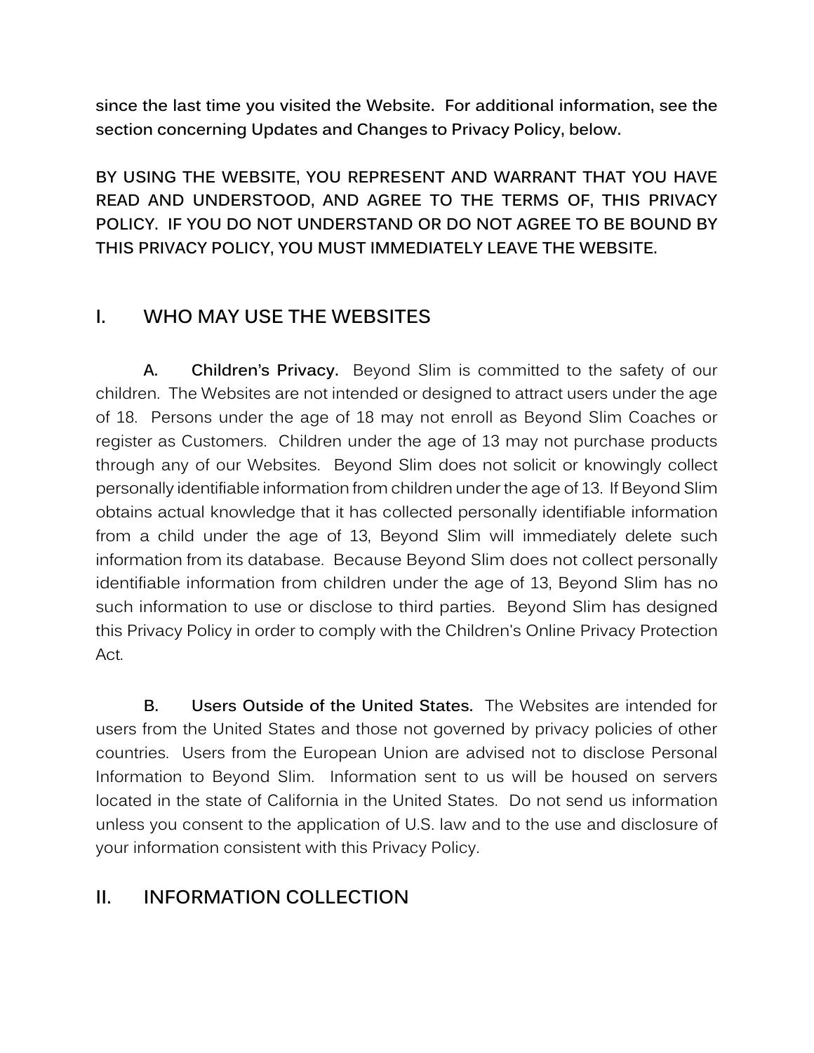**since the last time you visited the Website. For additional information, see the section concerning Updates and Changes to Privacy Policy, below.**

**BY USING THE WEBSITE, YOU REPRESENT AND WARRANT THAT YOU HAVE READ AND UNDERSTOOD, AND AGREE TO THE TERMS OF, THIS PRIVACY POLICY. IF YOU DO NOT UNDERSTAND OR DO NOT AGREE TO BE BOUND BY THIS PRIVACY POLICY, YOU MUST IMMEDIATELY LEAVE THE WEBSITE.**

## I. WHO MAY USE THE WEBSITES

**A. Children's Privacy.** Beyond Slim is committed to the safety of our children. The Websites are not intended or designed to attract users under the age of 18. Persons under the age of 18 may not enroll as Beyond Slim Coaches or register as Customers. Children under the age of 13 may not purchase products through any of our Websites. Beyond Slim does not solicit or knowingly collect personally identifiable information from children under the age of 13. If Beyond Slim obtains actual knowledge that it has collected personally identifiable information from a child under the age of 13, Beyond Slim will immediately delete such information from its database. Because Beyond Slim does not collect personally identifiable information from children under the age of 13, Beyond Slim has no such information to use or disclose to third parties. Beyond Slim has designed this Privacy Policy in order to comply with the Children's Online Privacy Protection Act.

**B. Users Outside of the United States.** The Websites are intended for users from the United States and those not governed by privacy policies of other countries. Users from the European Union are advised not to disclose Personal Information to Beyond Slim. Information sent to us will be housed on servers located in the state of California in the United States. Do not send us information unless you consent to the application of U.S. law and to the use and disclosure of your information consistent with this Privacy Policy.

## II. INFORMATION COLLECTION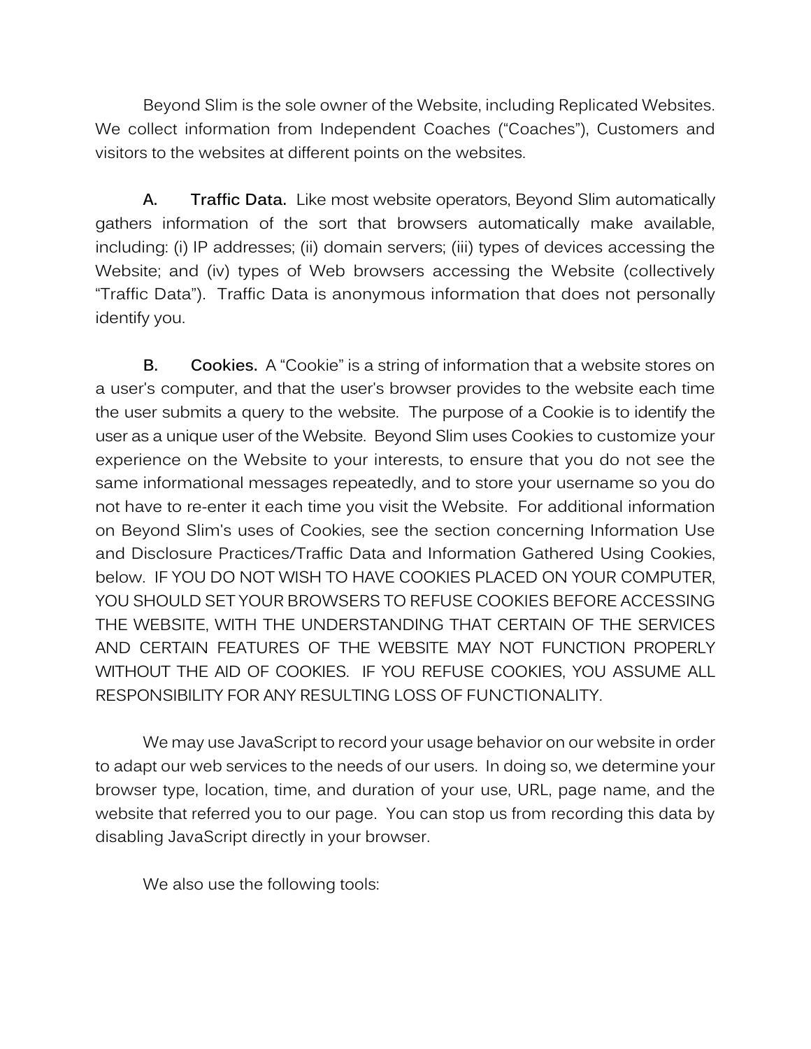Beyond Slim is the sole owner of the Website, including Replicated Websites. We collect information from Independent Coaches ("Coaches"), Customers and visitors to the websites at different points on the websites.

**A. Traffic Data.** Like most website operators, Beyond Slim automatically gathers information of the sort that browsers automatically make available, including: (i) IP addresses; (ii) domain servers; (iii) types of devices accessing the Website; and (iv) types of Web browsers accessing the Website (collectively "Traffic Data"). Traffic Data is anonymous information that does not personally identify you.

**B. Cookies.** A "Cookie" is a string of information that a website stores on a user's computer, and that the user's browser provides to the website each time the user submits a query to the website. The purpose of a Cookie is to identify the user as a unique user of the Website. Beyond Slim uses Cookies to customize your experience on the Website to your interests, to ensure that you do not see the same informational messages repeatedly, and to store your username so you do not have to re-enter it each time you visit the Website. For additional information on Beyond Slim's uses of Cookies, see the section concerning Information Use and Disclosure Practices/Traffic Data and Information Gathered Using Cookies, below. IF YOU DO NOT WISH TO HAVE COOKIES PLACED ON YOUR COMPUTER, YOU SHOULD SET YOUR BROWSERS TO REFUSE COOKIES BEFORE ACCESSING THE WEBSITE, WITH THE UNDERSTANDING THAT CERTAIN OF THE SERVICES AND CERTAIN FEATURES OF THE WEBSITE MAY NOT FUNCTION PROPERLY WITHOUT THE AID OF COOKIES. IF YOU REFUSE COOKIES, YOU ASSUME ALL RESPONSIBILITY FOR ANY RESULTING LOSS OF FUNCTIONALITY.

We may use JavaScript to record your usage behavior on our website in order to adapt our web services to the needs of our users. In doing so, we determine your browser type, location, time, and duration of your use, URL, page name, and the website that referred you to our page. You can stop us from recording this data by disabling JavaScript directly in your browser.

We also use the following tools: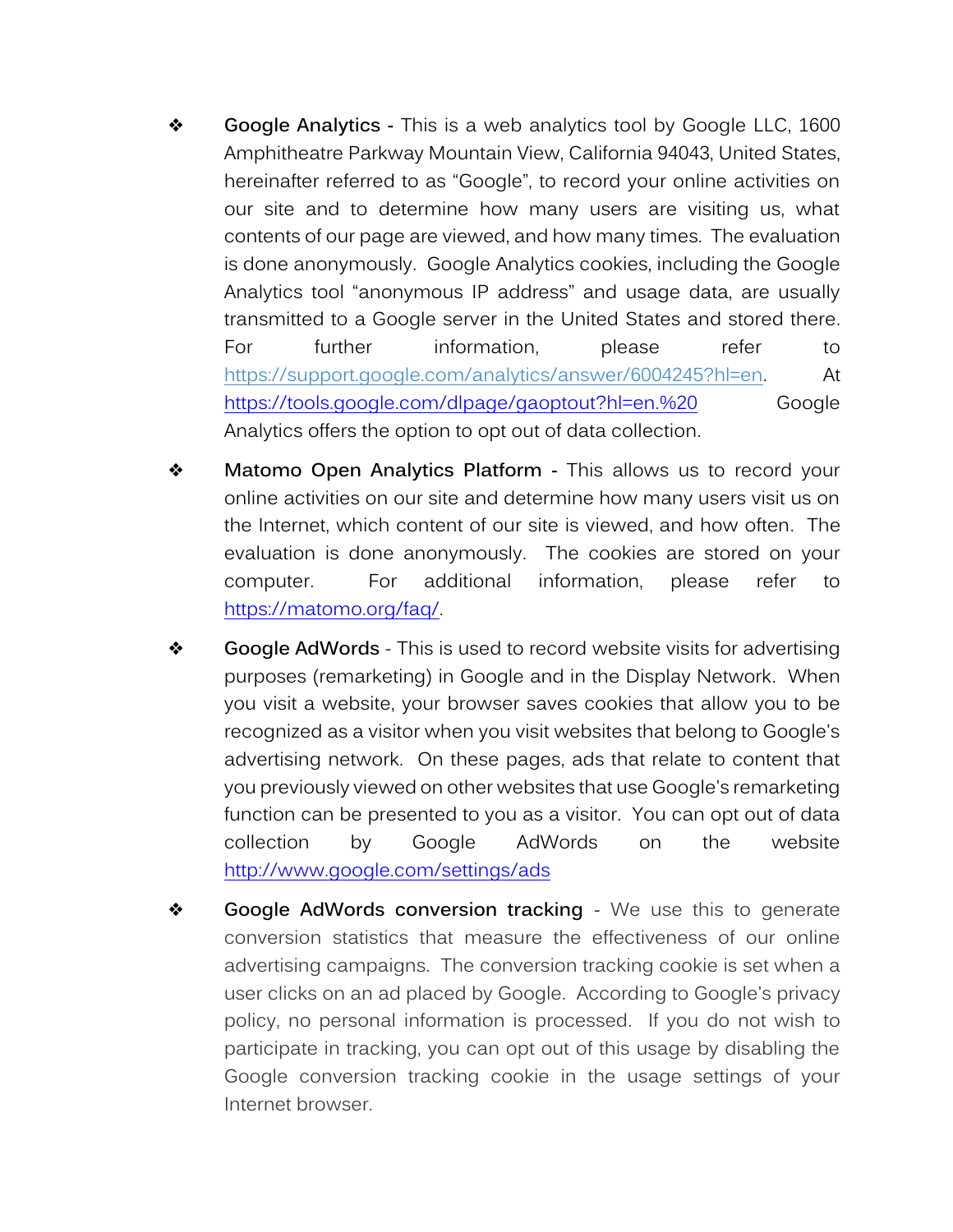- **Google Analytics -** This is a web analytics tool by Google LLC, 1600 Amphitheatre Parkway Mountain View, California 94043, United States, hereinafter referred to as “Google”, to record your online activities on our site and to determine how many users are visiting us, what contents of our page are viewed, and how many times. The evaluation is done anonymously. Google Analytics cookies, including the Google Analytics tool “anonymous IP address” and usage data, are usually transmitted to a Google server in the United States and stored there. For further information, please refer to https://support.google.com/analytics/answer/6004245?hl=en. At https://tools.google.com/dlpage/gaoptout?hl=en.%20 Google Analytics offers the option to opt out of data collection.

- **Matomo Open Analytics Platform -** This allows us to record your online activities on our site and determine how many users visit us on the Internet, which content of our site is viewed, and how often. The evaluation is done anonymously. The cookies are stored on your computer. For additional information, please refer to https://matomo.org/faq/.

- **Google AdWords** - This is used to record website visits for advertising purposes (remarketing) in Google and in the Display Network. When you visit a website, your browser saves cookies that allow you to be recognized as a visitor when you visit websites that belong to Google's advertising network. On these pages, ads that relate to content that you previously viewed on other websites that use Google's remarketing function can be presented to you as a visitor. You can opt out of data collection by Google AdWords on the website http://www.google.com/settings/ads

- **Google AdWords conversion tracking** - We use this to generate conversion statistics that measure the effectiveness of our online advertising campaigns. The conversion tracking cookie is set when a user clicks on an ad placed by Google. According to Google's privacy policy, no personal information is processed. If you do not wish to participate in tracking, you can opt out of this usage by disabling the Google conversion tracking cookie in the usage settings of your Internet browser.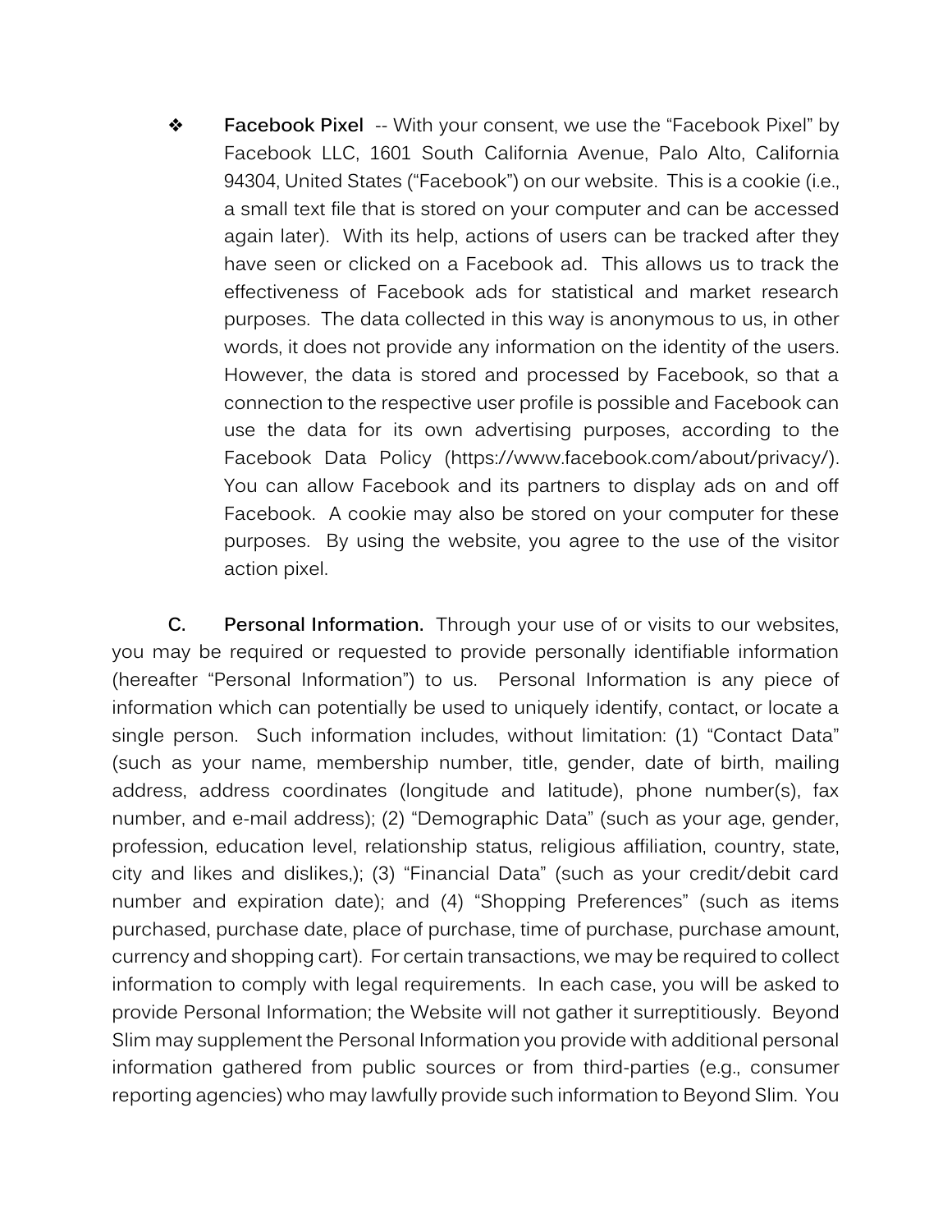- **Facebook Pixel** -- With your consent, we use the "Facebook Pixel" by Facebook LLC, 1601 South California Avenue, Palo Alto, California 94304, United States ("Facebook") on our website. This is a cookie (i.e., a small text file that is stored on your computer and can be accessed again later). With its help, actions of users can be tracked after they have seen or clicked on a Facebook ad. This allows us to track the effectiveness of Facebook ads for statistical and market research purposes. The data collected in this way is anonymous to us, in other words, it does not provide any information on the identity of the users. However, the data is stored and processed by Facebook, so that a connection to the respective user profile is possible and Facebook can use the data for its own advertising purposes, according to the Facebook Data Policy (https://www.facebook.com/about/privacy/). You can allow Facebook and its partners to display ads on and off Facebook. A cookie may also be stored on your computer for these purposes. By using the website, you agree to the use of the visitor action pixel.

**C. Personal Information.** Through your use of or visits to our websites, you may be required or requested to provide personally identifiable information (hereafter "Personal Information") to us. Personal Information is any piece of information which can potentially be used to uniquely identify, contact, or locate a single person. Such information includes, without limitation: (1) "Contact Data" (such as your name, membership number, title, gender, date of birth, mailing address, address coordinates (longitude and latitude), phone number(s), fax number, and e-mail address); (2) "Demographic Data" (such as your age, gender, profession, education level, relationship status, religious affiliation, country, state, city and likes and dislikes,); (3) "Financial Data" (such as your credit/debit card number and expiration date); and (4) "Shopping Preferences" (such as items purchased, purchase date, place of purchase, time of purchase, purchase amount, currency and shopping cart). For certain transactions, we may be required to collect information to comply with legal requirements. In each case, you will be asked to provide Personal Information; the Website will not gather it surreptitiously. Beyond Slim may supplement the Personal Information you provide with additional personal information gathered from public sources or from third-parties (e.g., consumer reporting agencies) who may lawfully provide such information to Beyond Slim. You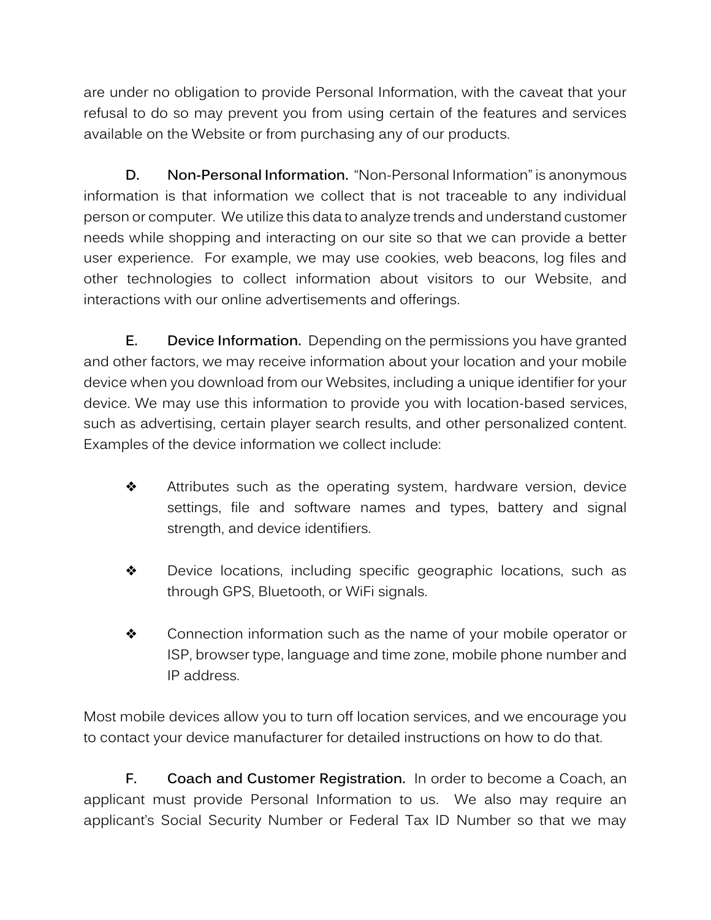are under no obligation to provide Personal Information, with the caveat that your refusal to do so may prevent you from using certain of the features and services available on the Website or from purchasing any of our products.

**D. Non-Personal Information.** "Non-Personal Information" is anonymous information is that information we collect that is not traceable to any individual person or computer. We utilize this data to analyze trends and understand customer needs while shopping and interacting on our site so that we can provide a better user experience. For example, we may use cookies, web beacons, log files and other technologies to collect information about visitors to our Website, and interactions with our online advertisements and offerings.

**E. Device Information.** Depending on the permissions you have granted and other factors, we may receive information about your location and your mobile device when you download from our Websites, including a unique identifier for your device. We may use this information to provide you with location-based services, such as advertising, certain player search results, and other personalized content. Examples of the device information we collect include:

- Attributes such as the operating system, hardware version, device settings, file and software names and types, battery and signal strength, and device identifiers.
- Device locations, including specific geographic locations, such as through GPS, Bluetooth, or WiFi signals.
- Connection information such as the name of your mobile operator or ISP, browser type, language and time zone, mobile phone number and IP address.

Most mobile devices allow you to turn off location services, and we encourage you to contact your device manufacturer for detailed instructions on how to do that.

**F. Coach and Customer Registration.** In order to become a Coach, an applicant must provide Personal Information to us. We also may require an applicant's Social Security Number or Federal Tax ID Number so that we may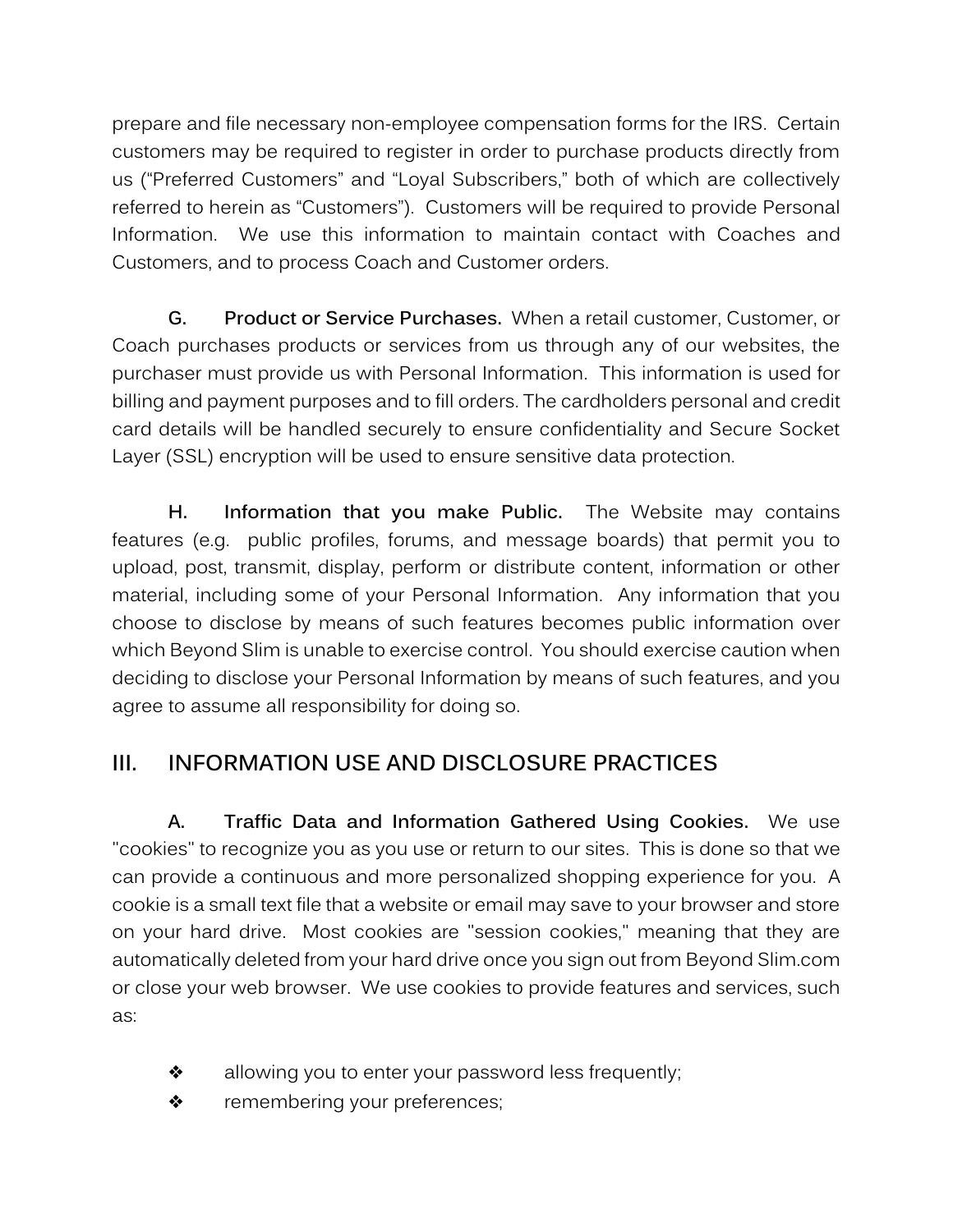prepare and file necessary non-employee compensation forms for the IRS. Certain customers may be required to register in order to purchase products directly from us ("Preferred Customers" and "Loyal Subscribers," both of which are collectively referred to herein as "Customers"). Customers will be required to provide Personal Information. We use this information to maintain contact with Coaches and Customers, and to process Coach and Customer orders.

**G. Product or Service Purchases.** When a retail customer, Customer, or Coach purchases products or services from us through any of our websites, the purchaser must provide us with Personal Information. This information is used for billing and payment purposes and to fill orders. The cardholders personal and credit card details will be handled securely to ensure confidentiality and Secure Socket Layer (SSL) encryption will be used to ensure sensitive data protection.

**H. Information that you make Public.** The Website may contains features (e.g. public profiles, forums, and message boards) that permit you to upload, post, transmit, display, perform or distribute content, information or other material, including some of your Personal Information. Any information that you choose to disclose by means of such features becomes public information over which Beyond Slim is unable to exercise control. You should exercise caution when deciding to disclose your Personal Information by means of such features, and you agree to assume all responsibility for doing so.

## III. INFORMATION USE AND DISCLOSURE PRACTICES

**A. Traffic Data and Information Gathered Using Cookies.** We use "cookies" to recognize you as you use or return to our sites. This is done so that we can provide a continuous and more personalized shopping experience for you. A cookie is a small text file that a website or email may save to your browser and store on your hard drive. Most cookies are "session cookies," meaning that they are automatically deleted from your hard drive once you sign out from Beyond Slim.com or close your web browser. We use cookies to provide features and services, such as:

- allowing you to enter your password less frequently;
- remembering your preferences;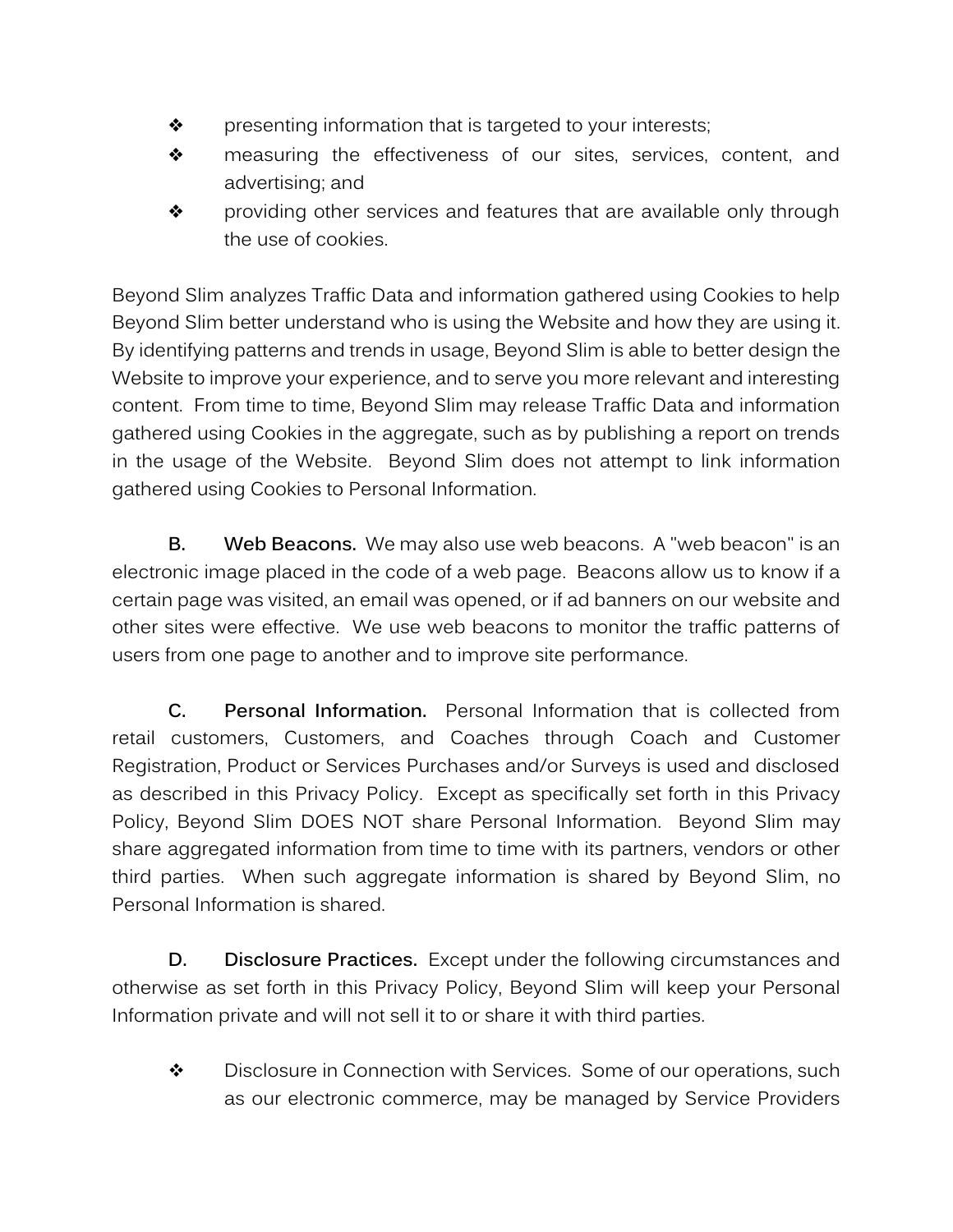- presenting information that is targeted to your interests;
- measuring the effectiveness of our sites, services, content, and advertising; and
- providing other services and features that are available only through the use of cookies.

Beyond Slim analyzes Traffic Data and information gathered using Cookies to help Beyond Slim better understand who is using the Website and how they are using it. By identifying patterns and trends in usage, Beyond Slim is able to better design the Website to improve your experience, and to serve you more relevant and interesting content. From time to time, Beyond Slim may release Traffic Data and information gathered using Cookies in the aggregate, such as by publishing a report on trends in the usage of the Website. Beyond Slim does not attempt to link information gathered using Cookies to Personal Information.

**B. Web Beacons.** We may also use web beacons. A "web beacon" is an electronic image placed in the code of a web page. Beacons allow us to know if a certain page was visited, an email was opened, or if ad banners on our website and other sites were effective. We use web beacons to monitor the traffic patterns of users from one page to another and to improve site performance.

**C. Personal Information.** Personal Information that is collected from retail customers, Customers, and Coaches through Coach and Customer Registration, Product or Services Purchases and/or Surveys is used and disclosed as described in this Privacy Policy. Except as specifically set forth in this Privacy Policy, Beyond Slim DOES NOT share Personal Information. Beyond Slim may share aggregated information from time to time with its partners, vendors or other third parties. When such aggregate information is shared by Beyond Slim, no Personal Information is shared.

**D. Disclosure Practices.** Except under the following circumstances and otherwise as set forth in this Privacy Policy, Beyond Slim will keep your Personal Information private and will not sell it to or share it with third parties.

- Disclosure in Connection with Services. Some of our operations, such as our electronic commerce, may be managed by Service Providers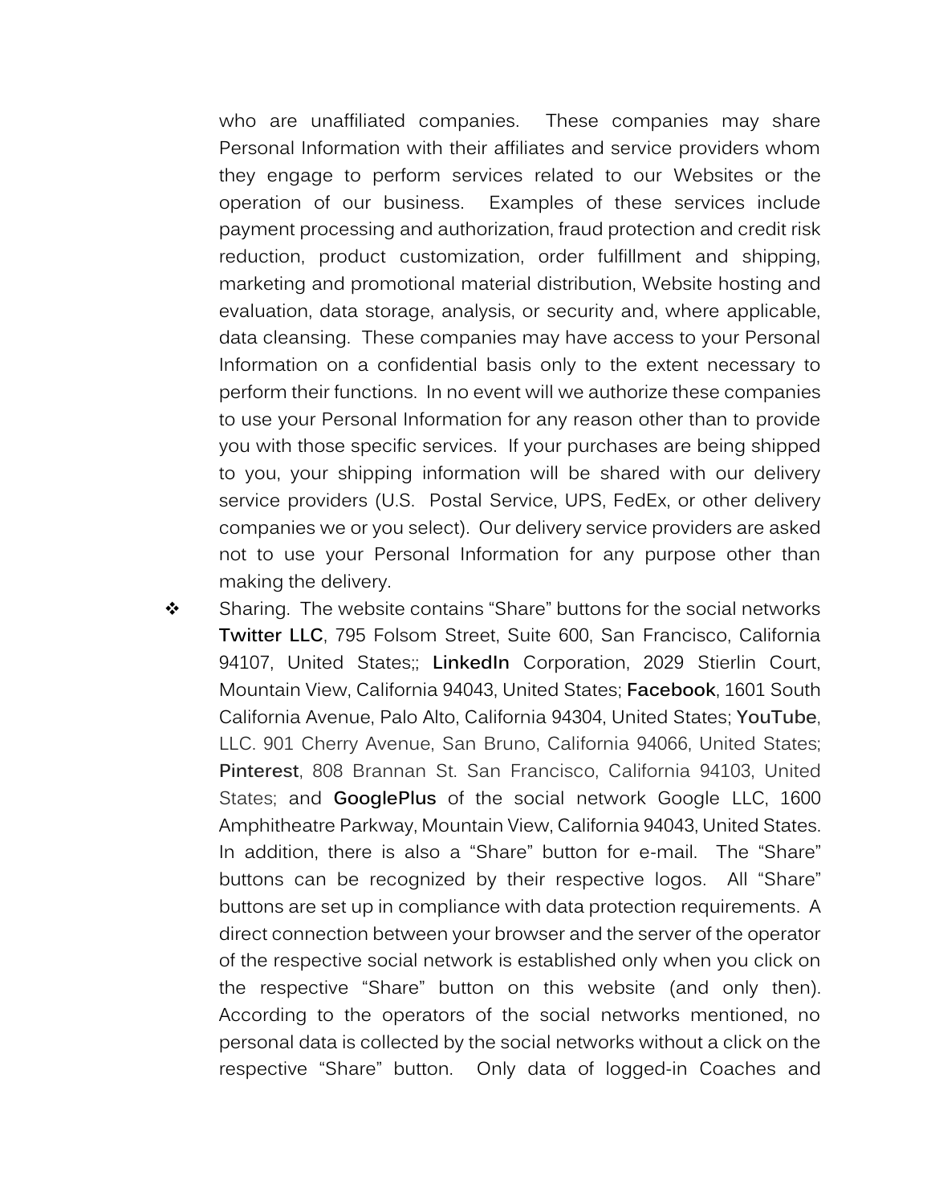who are unaffiliated companies. These companies may share Personal Information with their affiliates and service providers whom they engage to perform services related to our Websites or the operation of our business. Examples of these services include payment processing and authorization, fraud protection and credit risk reduction, product customization, order fulfillment and shipping, marketing and promotional material distribution, Website hosting and evaluation, data storage, analysis, or security and, where applicable, data cleansing. These companies may have access to your Personal Information on a confidential basis only to the extent necessary to perform their functions. In no event will we authorize these companies to use your Personal Information for any reason other than to provide you with those specific services. If your purchases are being shipped to you, your shipping information will be shared with our delivery service providers (U.S. Postal Service, UPS, FedEx, or other delivery companies we or you select). Our delivery service providers are asked not to use your Personal Information for any purpose other than making the delivery.

- Sharing. The website contains "Share" buttons for the social networks **Twitter LLC**, 795 Folsom Street, Suite 600, San Francisco, California 94107, United States;; **LinkedIn** Corporation, 2029 Stierlin Court, Mountain View, California 94043, United States; **Facebook**, 1601 South California Avenue, Palo Alto, California 94304, United States; **YouTube**, LLC. 901 Cherry Avenue, San Bruno, California 94066, United States; **Pinterest**, 808 Brannan St. San Francisco, California 94103, United States; and **GooglePlus** of the social network Google LLC, 1600 Amphitheatre Parkway, Mountain View, California 94043, United States. In addition, there is also a "Share" button for e-mail. The "Share" buttons can be recognized by their respective logos. All "Share" buttons are set up in compliance with data protection requirements. A direct connection between your browser and the server of the operator of the respective social network is established only when you click on the respective "Share" button on this website (and only then). According to the operators of the social networks mentioned, no personal data is collected by the social networks without a click on the respective "Share" button. Only data of logged-in Coaches and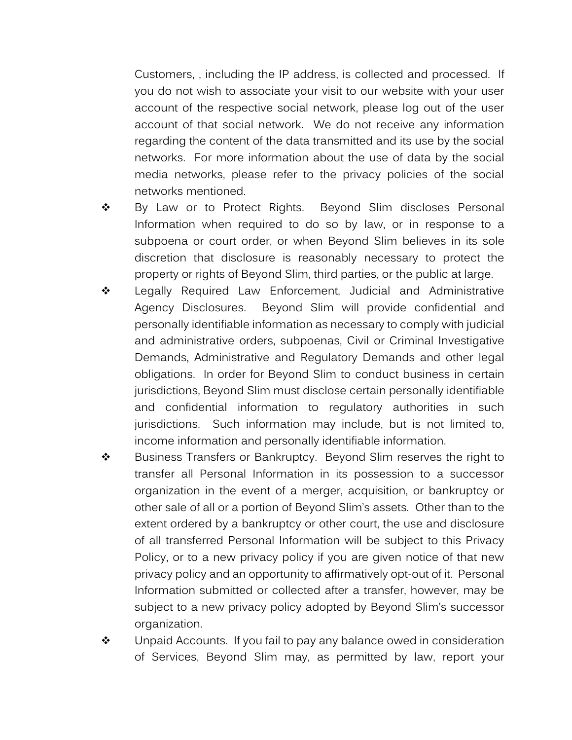Customers, , including the IP address, is collected and processed. If you do not wish to associate your visit to our website with your user account of the respective social network, please log out of the user account of that social network. We do not receive any information regarding the content of the data transmitted and its use by the social networks. For more information about the use of data by the social media networks, please refer to the privacy policies of the social networks mentioned.

- By Law or to Protect Rights. Beyond Slim discloses Personal Information when required to do so by law, or in response to a subpoena or court order, or when Beyond Slim believes in its sole discretion that disclosure is reasonably necessary to protect the property or rights of Beyond Slim, third parties, or the public at large.
- Legally Required Law Enforcement, Judicial and Administrative Agency Disclosures. Beyond Slim will provide confidential and personally identifiable information as necessary to comply with judicial and administrative orders, subpoenas, Civil or Criminal Investigative Demands, Administrative and Regulatory Demands and other legal obligations. In order for Beyond Slim to conduct business in certain jurisdictions, Beyond Slim must disclose certain personally identifiable and confidential information to regulatory authorities in such jurisdictions. Such information may include, but is not limited to, income information and personally identifiable information.
- Business Transfers or Bankruptcy. Beyond Slim reserves the right to transfer all Personal Information in its possession to a successor organization in the event of a merger, acquisition, or bankruptcy or other sale of all or a portion of Beyond Slim's assets. Other than to the extent ordered by a bankruptcy or other court, the use and disclosure of all transferred Personal Information will be subject to this Privacy Policy, or to a new privacy policy if you are given notice of that new privacy policy and an opportunity to affirmatively opt-out of it. Personal Information submitted or collected after a transfer, however, may be subject to a new privacy policy adopted by Beyond Slim's successor organization.
- Unpaid Accounts. If you fail to pay any balance owed in consideration of Services, Beyond Slim may, as permitted by law, report your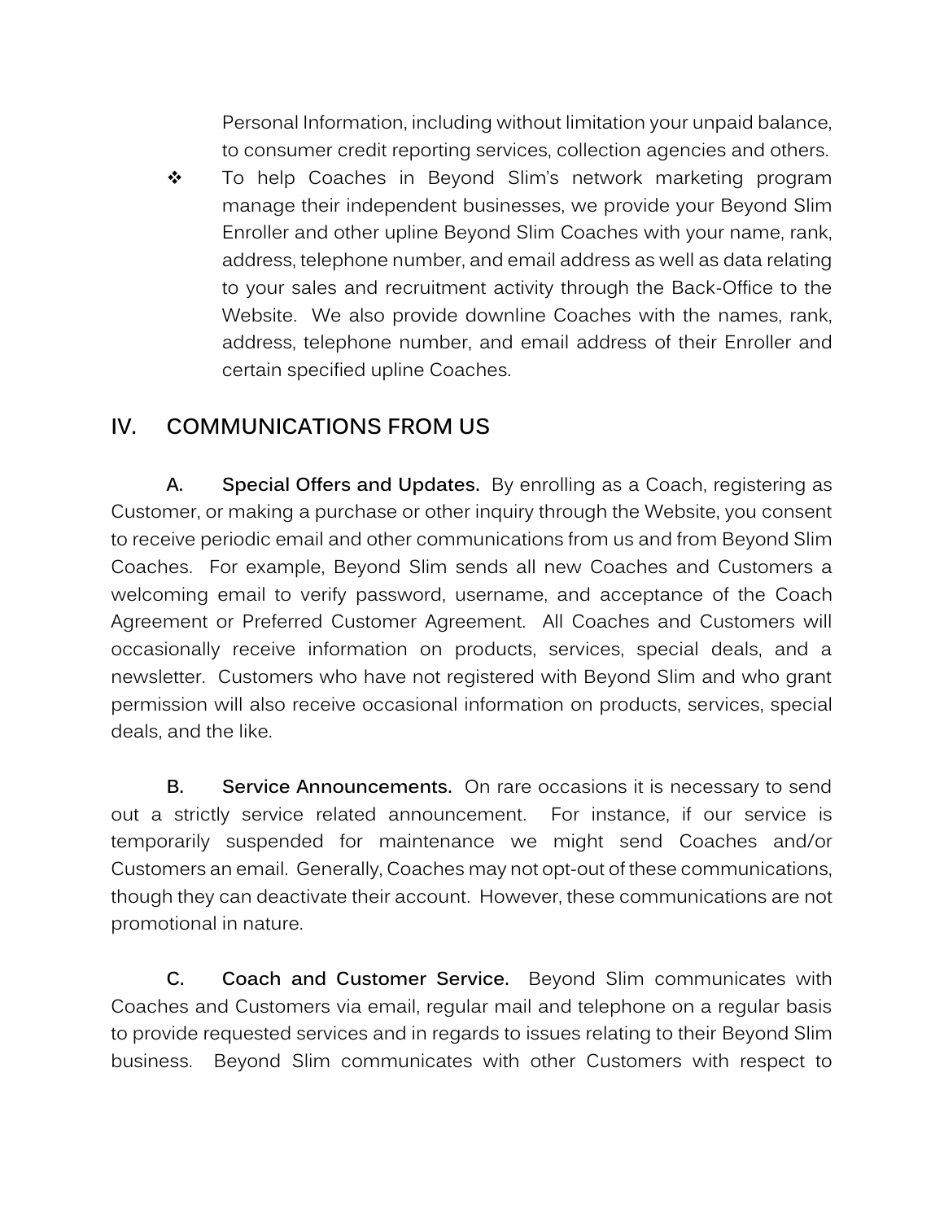Personal Information, including without limitation your unpaid balance, to consumer credit reporting services, collection agencies and others.

- To help Coaches in Beyond Slim's network marketing program manage their independent businesses, we provide your Beyond Slim Enroller and other upline Beyond Slim Coaches with your name, rank, address, telephone number, and email address as well as data relating to your sales and recruitment activity through the Back-Office to the Website. We also provide downline Coaches with the names, rank, address, telephone number, and email address of their Enroller and certain specified upline Coaches.

## IV. COMMUNICATIONS FROM US

**A. Special Offers and Updates.** By enrolling as a Coach, registering as Customer, or making a purchase or other inquiry through the Website, you consent to receive periodic email and other communications from us and from Beyond Slim Coaches. For example, Beyond Slim sends all new Coaches and Customers a welcoming email to verify password, username, and acceptance of the Coach Agreement or Preferred Customer Agreement. All Coaches and Customers will occasionally receive information on products, services, special deals, and a newsletter. Customers who have not registered with Beyond Slim and who grant permission will also receive occasional information on products, services, special deals, and the like.

**B. Service Announcements.** On rare occasions it is necessary to send out a strictly service related announcement. For instance, if our service is temporarily suspended for maintenance we might send Coaches and/or Customers an email. Generally, Coaches may not opt-out of these communications, though they can deactivate their account. However, these communications are not promotional in nature.

**C. Coach and Customer Service.** Beyond Slim communicates with Coaches and Customers via email, regular mail and telephone on a regular basis to provide requested services and in regards to issues relating to their Beyond Slim business. Beyond Slim communicates with other Customers with respect to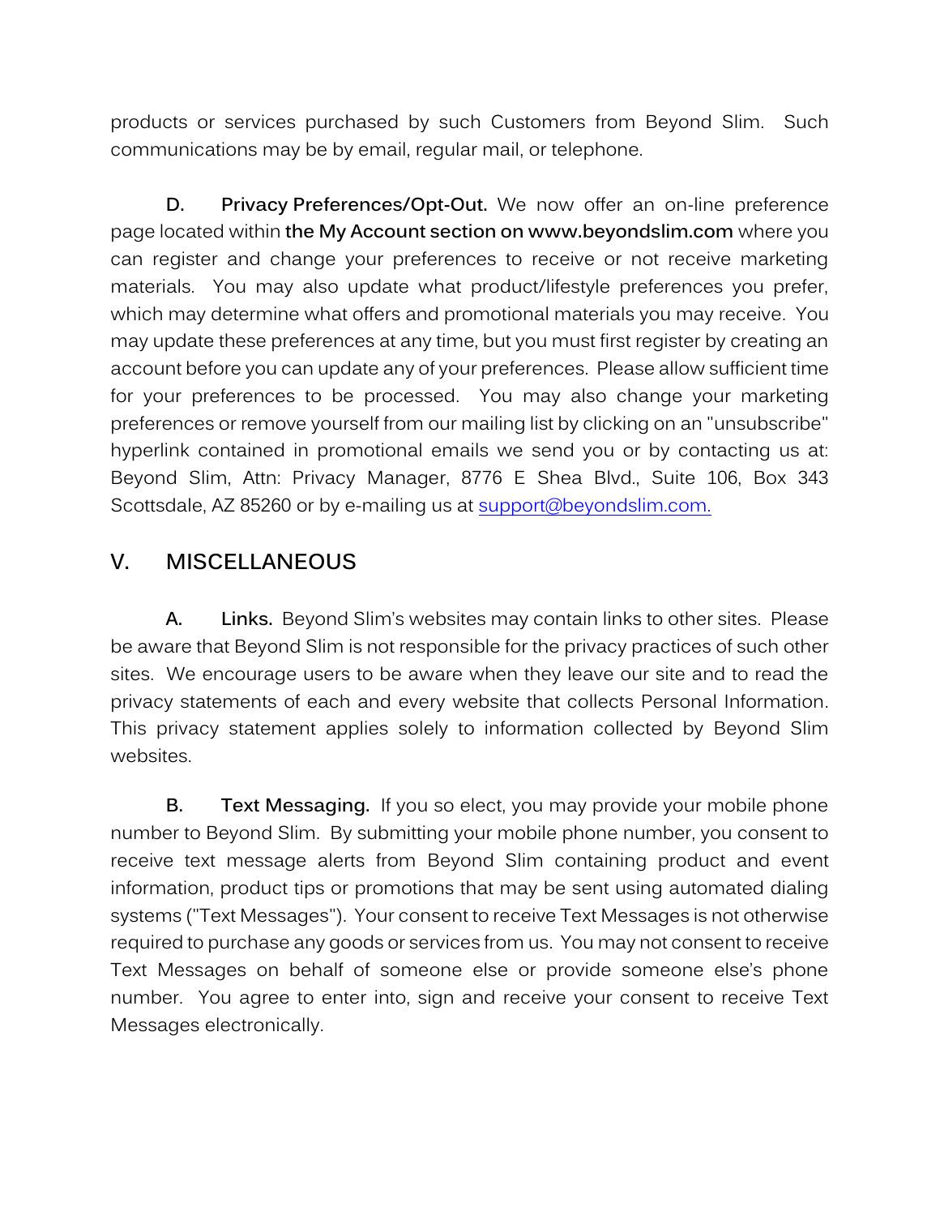products or services purchased by such Customers from Beyond Slim. Such communications may be by email, regular mail, or telephone.

**D. Privacy Preferences/Opt-Out.** We now offer an on-line preference page located within **the My Account section on www.beyondslim.com** where you can register and change your preferences to receive or not receive marketing materials. You may also update what product/lifestyle preferences you prefer, which may determine what offers and promotional materials you may receive. You may update these preferences at any time, but you must first register by creating an account before you can update any of your preferences. Please allow sufficient time for your preferences to be processed. You may also change your marketing preferences or remove yourself from our mailing list by clicking on an "unsubscribe" hyperlink contained in promotional emails we send you or by contacting us at: Beyond Slim, Attn: Privacy Manager, 8776 E Shea Blvd., Suite 106, Box 343 Scottsdale, AZ 85260 or by e-mailing us at support@beyondslim.com.

## V. MISCELLANEOUS

**A. Links.** Beyond Slim's websites may contain links to other sites. Please be aware that Beyond Slim is not responsible for the privacy practices of such other sites. We encourage users to be aware when they leave our site and to read the privacy statements of each and every website that collects Personal Information. This privacy statement applies solely to information collected by Beyond Slim websites.

**B. Text Messaging.** If you so elect, you may provide your mobile phone number to Beyond Slim. By submitting your mobile phone number, you consent to receive text message alerts from Beyond Slim containing product and event information, product tips or promotions that may be sent using automated dialing systems ("Text Messages"). Your consent to receive Text Messages is not otherwise required to purchase any goods or services from us. You may not consent to receive Text Messages on behalf of someone else or provide someone else's phone number. You agree to enter into, sign and receive your consent to receive Text Messages electronically.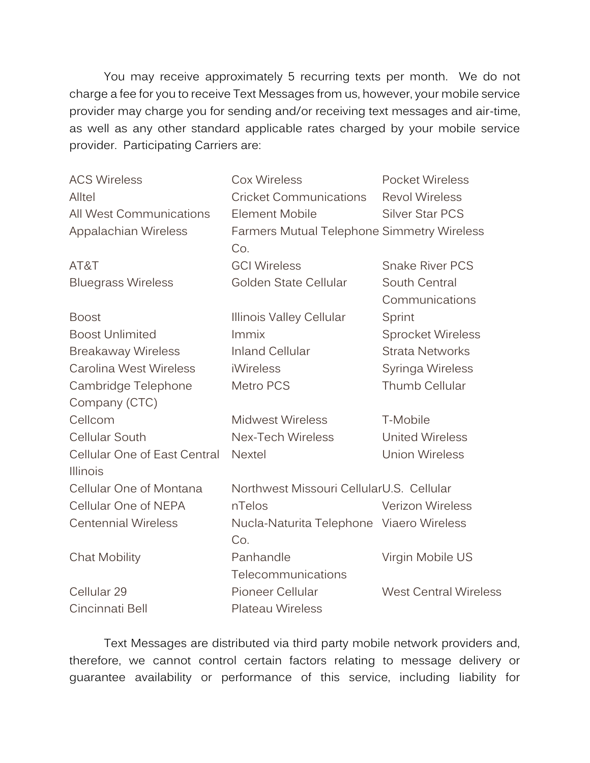You may receive approximately 5 recurring texts per month. We do not charge a fee for you to receive Text Messages from us, however, your mobile service provider may charge you for sending and/or receiving text messages and air-time, as well as any other standard applicable rates charged by your mobile service provider. Participating Carriers are:

| | | |
|---|---|---|
| ACS Wireless | Cox Wireless | Pocket Wireless |
| Alltel | Cricket Communications | Revol Wireless |
| All West Communications | Element Mobile | Silver Star PCS |
| Appalachian Wireless | Farmers Mutual Telephone Co. | Simmetry Wireless |
| AT&T | GCI Wireless | Snake River PCS |
| Bluegrass Wireless | Golden State Cellular | South Central Communications |
| Boost | Illinois Valley Cellular | Sprint |
| Boost Unlimited | Immix | Sprocket Wireless |
| Breakaway Wireless | Inland Cellular | Strata Networks |
| Carolina West Wireless | iWireless | Syringa Wireless |
| Cambridge Telephone Company (CTC) | Metro PCS | Thumb Cellular |
| Cellcom | Midwest Wireless | T-Mobile |
| Cellular South | Nex-Tech Wireless | United Wireless |
| Cellular One of East Central Illinois | Nextel | Union Wireless |
| Cellular One of Montana | Northwest Missouri Cellular | U.S. Cellular |
| Cellular One of NEPA | nTelos | Verizon Wireless |
| Centennial Wireless | Nucla-Naturita Telephone Co. | Viaero Wireless |
| Chat Mobility | Panhandle Telecommunications | Virgin Mobile US |
| Cellular 29 | Pioneer Cellular | West Central Wireless |
| Cincinnati Bell | Plateau Wireless | |

Text Messages are distributed via third party mobile network providers and, therefore, we cannot control certain factors relating to message delivery or guarantee availability or performance of this service, including liability for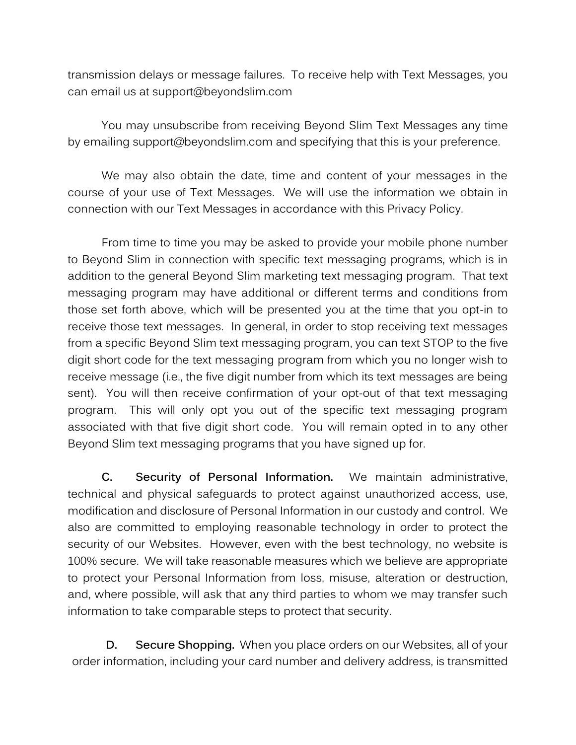transmission delays or message failures. To receive help with Text Messages, you can email us at support@beyondslim.com

You may unsubscribe from receiving Beyond Slim Text Messages any time by emailing support@beyondslim.com and specifying that this is your preference.

We may also obtain the date, time and content of your messages in the course of your use of Text Messages. We will use the information we obtain in connection with our Text Messages in accordance with this Privacy Policy.

From time to time you may be asked to provide your mobile phone number to Beyond Slim in connection with specific text messaging programs, which is in addition to the general Beyond Slim marketing text messaging program. That text messaging program may have additional or different terms and conditions from those set forth above, which will be presented you at the time that you opt-in to receive those text messages. In general, in order to stop receiving text messages from a specific Beyond Slim text messaging program, you can text STOP to the five digit short code for the text messaging program from which you no longer wish to receive message (i.e., the five digit number from which its text messages are being sent). You will then receive confirmation of your opt-out of that text messaging program. This will only opt you out of the specific text messaging program associated with that five digit short code. You will remain opted in to any other Beyond Slim text messaging programs that you have signed up for.

**C. Security of Personal Information.** We maintain administrative, technical and physical safeguards to protect against unauthorized access, use, modification and disclosure of Personal Information in our custody and control. We also are committed to employing reasonable technology in order to protect the security of our Websites. However, even with the best technology, no website is 100% secure. We will take reasonable measures which we believe are appropriate to protect your Personal Information from loss, misuse, alteration or destruction, and, where possible, will ask that any third parties to whom we may transfer such information to take comparable steps to protect that security.

**D. Secure Shopping.** When you place orders on our Websites, all of your order information, including your card number and delivery address, is transmitted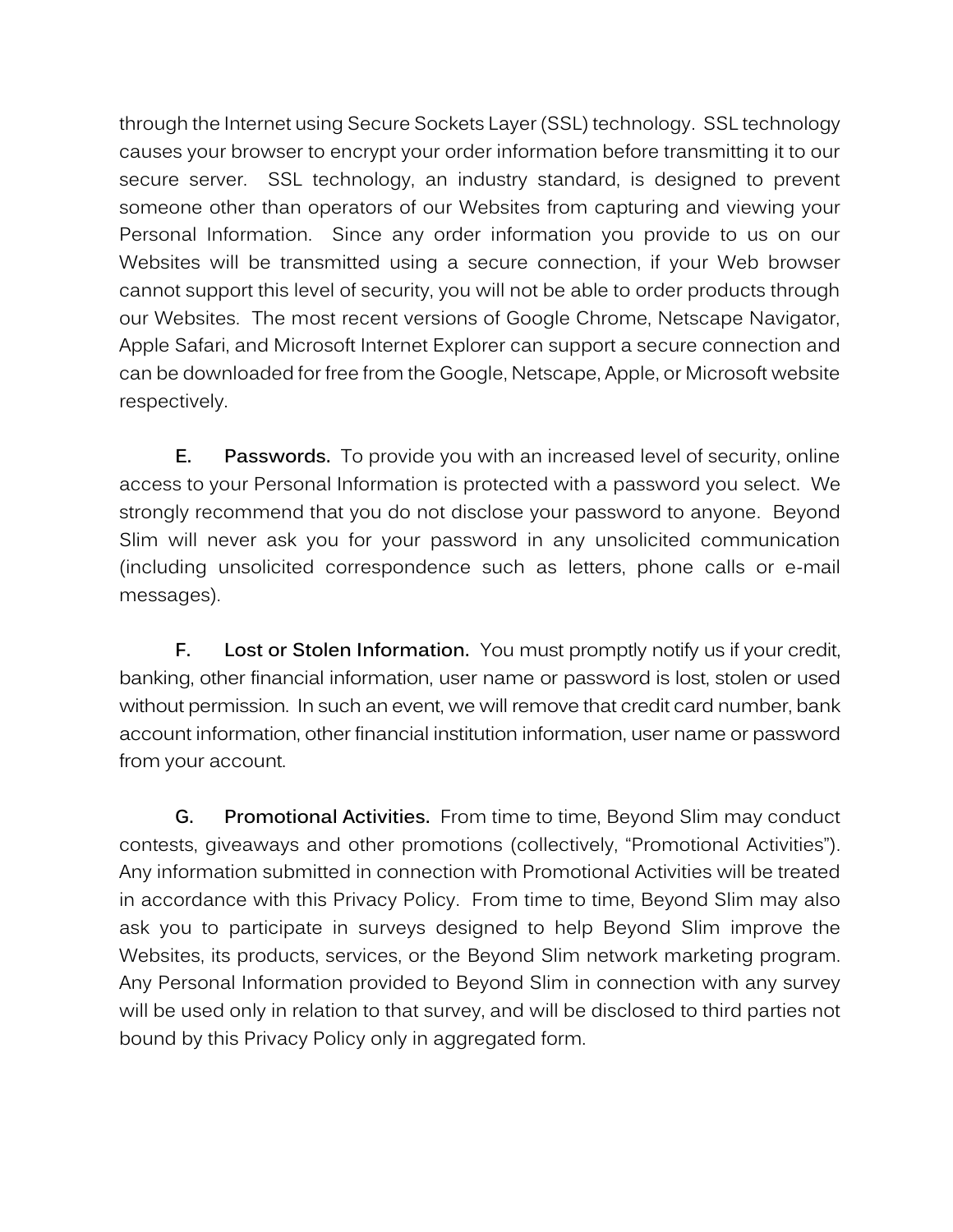through the Internet using Secure Sockets Layer (SSL) technology. SSL technology causes your browser to encrypt your order information before transmitting it to our secure server. SSL technology, an industry standard, is designed to prevent someone other than operators of our Websites from capturing and viewing your Personal Information. Since any order information you provide to us on our Websites will be transmitted using a secure connection, if your Web browser cannot support this level of security, you will not be able to order products through our Websites. The most recent versions of Google Chrome, Netscape Navigator, Apple Safari, and Microsoft Internet Explorer can support a secure connection and can be downloaded for free from the Google, Netscape, Apple, or Microsoft website respectively.

**E. Passwords.** To provide you with an increased level of security, online access to your Personal Information is protected with a password you select. We strongly recommend that you do not disclose your password to anyone. Beyond Slim will never ask you for your password in any unsolicited communication (including unsolicited correspondence such as letters, phone calls or e-mail messages).

**F. Lost or Stolen Information.** You must promptly notify us if your credit, banking, other financial information, user name or password is lost, stolen or used without permission. In such an event, we will remove that credit card number, bank account information, other financial institution information, user name or password from your account.

**G. Promotional Activities.** From time to time, Beyond Slim may conduct contests, giveaways and other promotions (collectively, "Promotional Activities"). Any information submitted in connection with Promotional Activities will be treated in accordance with this Privacy Policy. From time to time, Beyond Slim may also ask you to participate in surveys designed to help Beyond Slim improve the Websites, its products, services, or the Beyond Slim network marketing program. Any Personal Information provided to Beyond Slim in connection with any survey will be used only in relation to that survey, and will be disclosed to third parties not bound by this Privacy Policy only in aggregated form.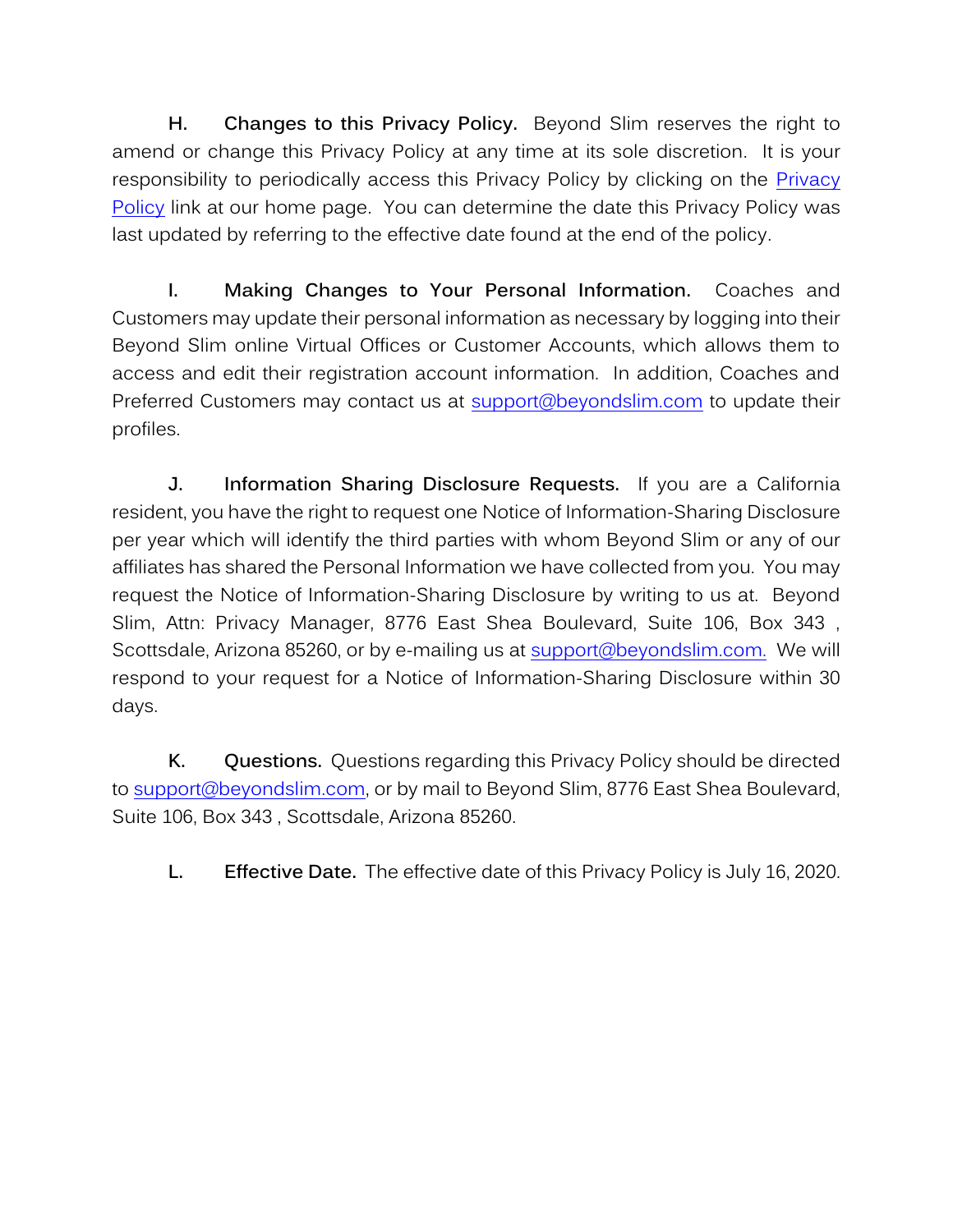**H. Changes to this Privacy Policy.** Beyond Slim reserves the right to amend or change this Privacy Policy at any time at its sole discretion. It is your responsibility to periodically access this Privacy Policy by clicking on the Privacy Policy link at our home page. You can determine the date this Privacy Policy was last updated by referring to the effective date found at the end of the policy.

**I. Making Changes to Your Personal Information.** Coaches and Customers may update their personal information as necessary by logging into their Beyond Slim online Virtual Offices or Customer Accounts, which allows them to access and edit their registration account information. In addition, Coaches and Preferred Customers may contact us at support@beyondslim.com to update their profiles.

**J. Information Sharing Disclosure Requests.** If you are a California resident, you have the right to request one Notice of Information-Sharing Disclosure per year which will identify the third parties with whom Beyond Slim or any of our affiliates has shared the Personal Information we have collected from you. You may request the Notice of Information-Sharing Disclosure by writing to us at. Beyond Slim, Attn: Privacy Manager, 8776 East Shea Boulevard, Suite 106, Box 343 , Scottsdale, Arizona 85260, or by e-mailing us at support@beyondslim.com. We will respond to your request for a Notice of Information-Sharing Disclosure within 30 days.

**K. Questions.** Questions regarding this Privacy Policy should be directed to support@beyondslim.com, or by mail to Beyond Slim, 8776 East Shea Boulevard, Suite 106, Box 343 , Scottsdale, Arizona 85260.

**L. Effective Date.** The effective date of this Privacy Policy is July 16, 2020.